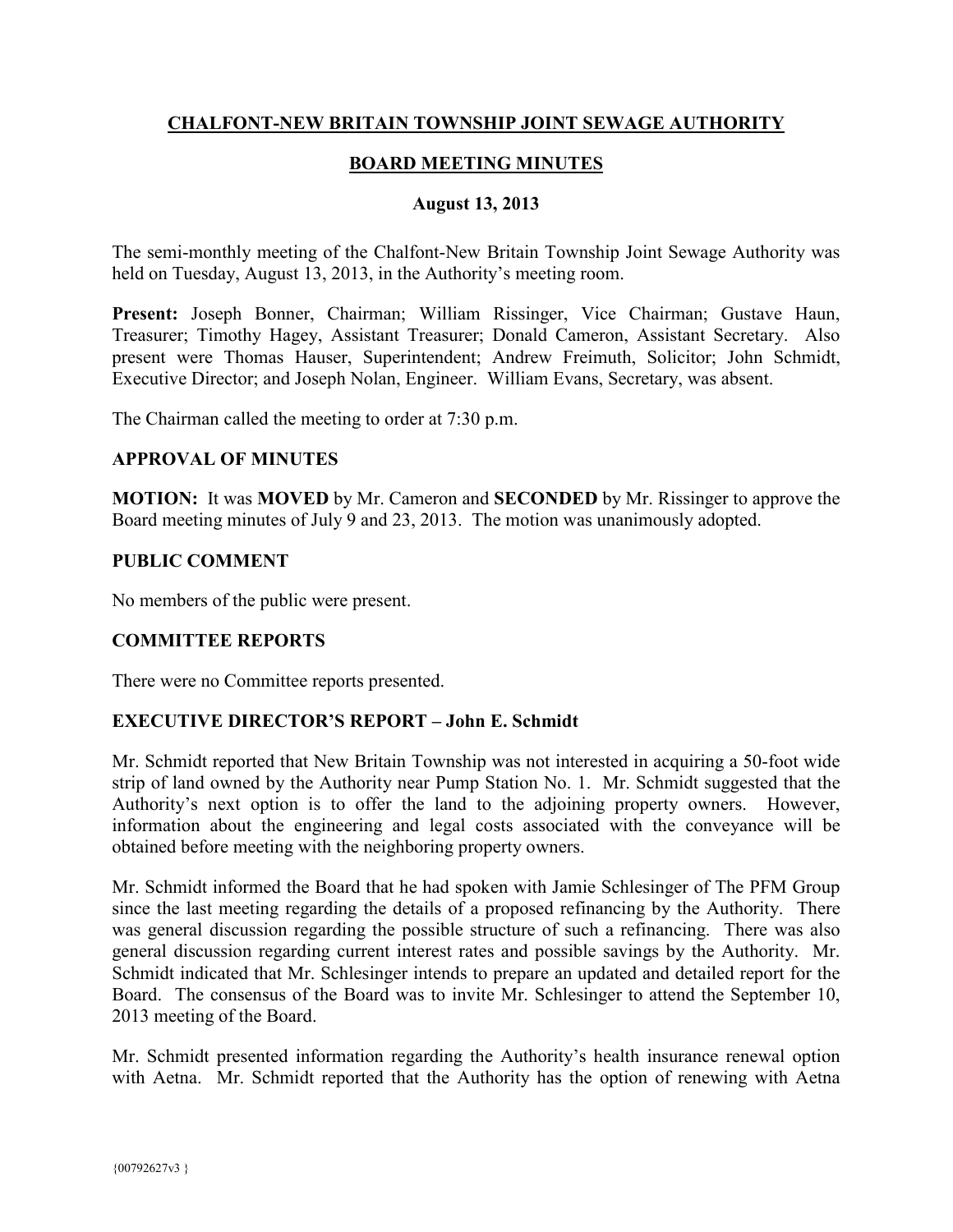# CHALFONT-NEW BRITAIN TOWNSHIP JOINT SEWAGE AUTHORITY

## BOARD MEETING MINUTES

### August 13, 2013

The semi-monthly meeting of the Chalfont-New Britain Township Joint Sewage Authority was held on Tuesday, August 13, 2013, in the Authority's meeting room.

**Present:** Joseph Bonner, Chairman; William Rissinger, Vice Chairman; Gustave Haun, Treasurer; Timothy Hagey, Assistant Treasurer; Donald Cameron, Assistant Secretary. Also present were Thomas Hauser, Superintendent; Andrew Freimuth, Solicitor; John Schmidt, Executive Director; and Joseph Nolan, Engineer. William Evans, Secretary, was absent.

The Chairman called the meeting to order at 7:30 p.m.

### APPROVAL OF MINUTES

**MOTION:** It was **MOVED** by Mr. Cameron and **SECONDED** by Mr. Rissinger to approve the Board meeting minutes of July 9 and 23, 2013. The motion was unanimously adopted.

### PUBLIC COMMENT

No members of the public were present.

### COMMITTEE REPORTS

There were no Committee reports presented.

### EXECUTIVE DIRECTOR'S REPORT – John E. Schmidt

Mr. Schmidt reported that New Britain Township was not interested in acquiring a 50-foot wide strip of land owned by the Authority near Pump Station No. 1. Mr. Schmidt suggested that the Authority's next option is to offer the land to the adjoining property owners. However, information about the engineering and legal costs associated with the conveyance will be obtained before meeting with the neighboring property owners.

Mr. Schmidt informed the Board that he had spoken with Jamie Schlesinger of The PFM Group since the last meeting regarding the details of a proposed refinancing by the Authority. There was general discussion regarding the possible structure of such a refinancing. There was also general discussion regarding current interest rates and possible savings by the Authority. Mr. Schmidt indicated that Mr. Schlesinger intends to prepare an updated and detailed report for the Board. The consensus of the Board was to invite Mr. Schlesinger to attend the September 10, 2013 meeting of the Board.

Mr. Schmidt presented information regarding the Authority's health insurance renewal option with Aetna. Mr. Schmidt reported that the Authority has the option of renewing with Aetna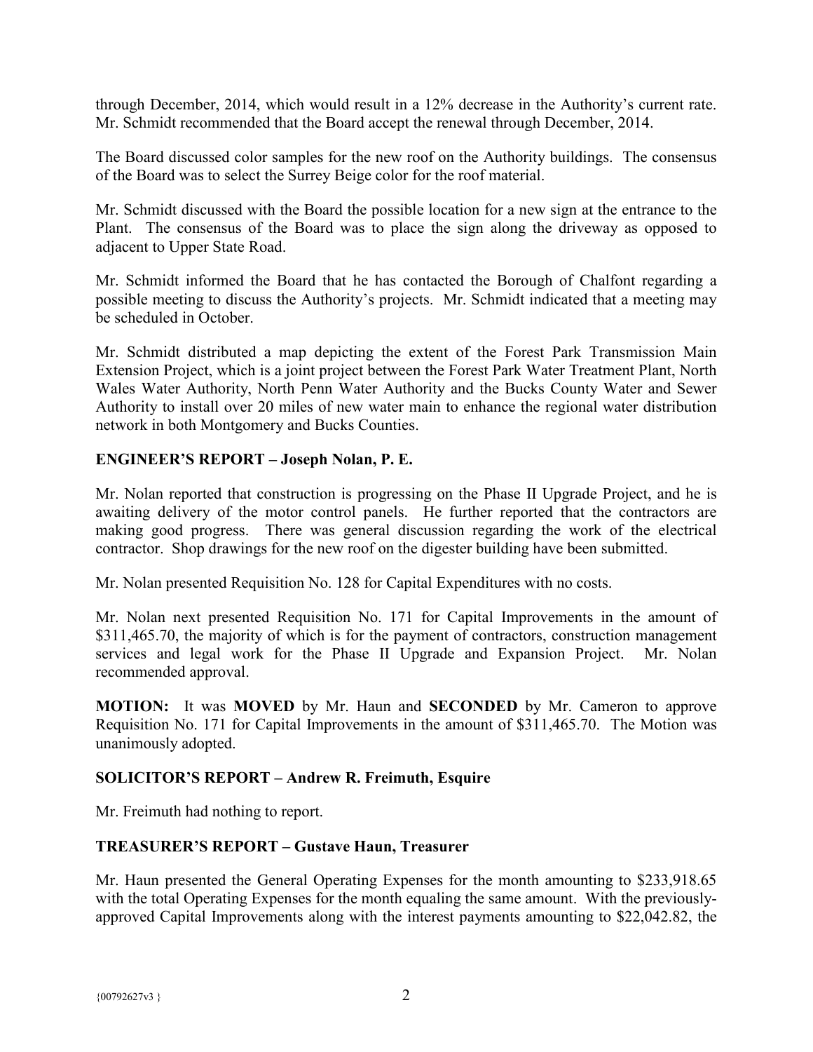through December, 2014, which would result in a 12% decrease in the Authority's current rate. Mr. Schmidt recommended that the Board accept the renewal through December, 2014.

The Board discussed color samples for the new roof on the Authority buildings. The consensus of the Board was to select the Surrey Beige color for the roof material.

Mr. Schmidt discussed with the Board the possible location for a new sign at the entrance to the Plant. The consensus of the Board was to place the sign along the driveway as opposed to adjacent to Upper State Road.

Mr. Schmidt informed the Board that he has contacted the Borough of Chalfont regarding a possible meeting to discuss the Authority's projects. Mr. Schmidt indicated that a meeting may be scheduled in October.

Mr. Schmidt distributed a map depicting the extent of the Forest Park Transmission Main Extension Project, which is a joint project between the Forest Park Water Treatment Plant, North Wales Water Authority, North Penn Water Authority and the Bucks County Water and Sewer Authority to install over 20 miles of new water main to enhance the regional water distribution network in both Montgomery and Bucks Counties.

**ENGINEER'S REPORT – Joseph Nolan, P. E.**

Mr. Nolan reported that construction is progressing on the Phase II Upgrade Project, and he is awaiting delivery of the motor control panels. He further reported that the contractors are making good progress. There was general discussion regarding the work of the electrical contractor. Shop drawings for the new roof on the digester building have been submitted.

Mr. Nolan presented Requisition No. 128 for Capital Expenditures with no costs.

Mr. Nolan next presented Requisition No. 171 for Capital Improvements in the amount of $311,465.70, the majority of which is for the payment of contractors, construction management services and legal work for the Phase II Upgrade and Expansion Project. Mr. Nolan recommended approval.

**MOTION:** It was **MOVED** by Mr. Haun and **SECONDED** by Mr. Cameron to approve Requisition No. 171 for Capital Improvements in the amount of $311,465.70. The Motion was unanimously adopted.

**SOLICITOR'S REPORT – Andrew R. Freimuth, Esquire**

Mr. Freimuth had nothing to report.

**TREASURER'S REPORT – Gustave Haun, Treasurer**

Mr. Haun presented the General Operating Expenses for the month amounting to $233,918.65 with the total Operating Expenses for the month equaling the same amount. With the previously-approved Capital Improvements along with the interest payments amounting to $22,042.82, the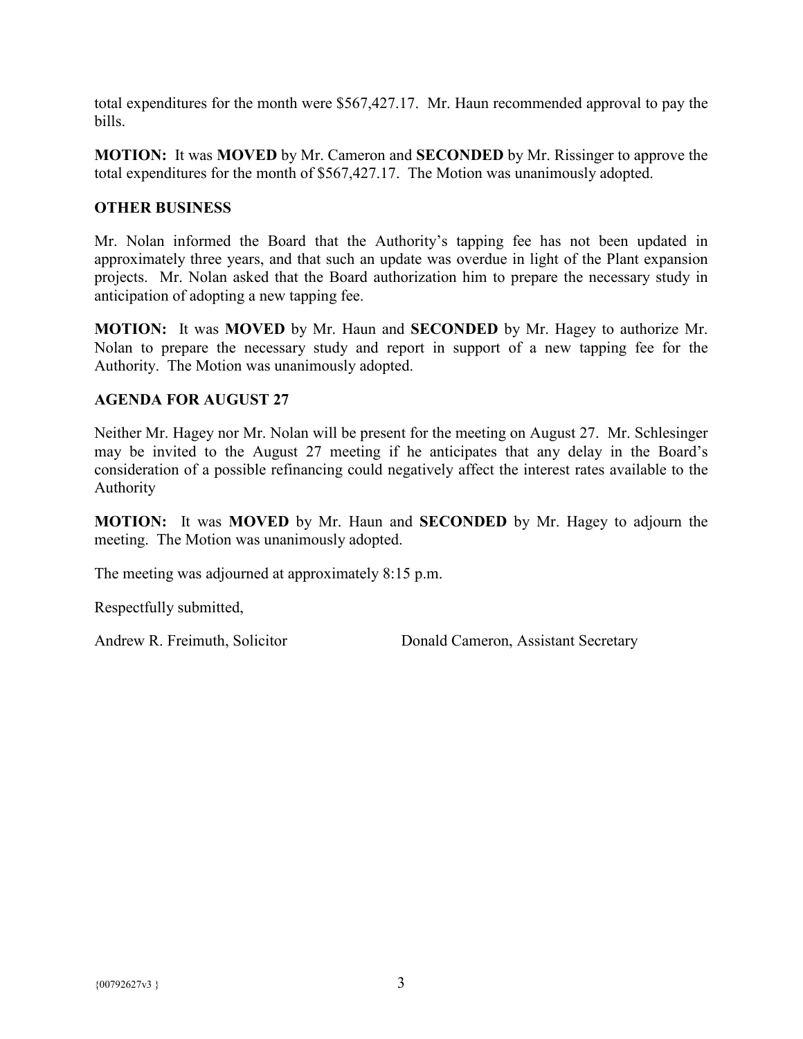total expenditures for the month were $567,427.17. Mr. Haun recommended approval to pay the bills.

**MOTION:** It was **MOVED** by Mr. Cameron and **SECONDED** by Mr. Rissinger to approve the total expenditures for the month of $567,427.17. The Motion was unanimously adopted.

## OTHER BUSINESS

Mr. Nolan informed the Board that the Authority's tapping fee has not been updated in approximately three years, and that such an update was overdue in light of the Plant expansion projects. Mr. Nolan asked that the Board authorization him to prepare the necessary study in anticipation of adopting a new tapping fee.

**MOTION:** It was **MOVED** by Mr. Haun and **SECONDED** by Mr. Hagey to authorize Mr. Nolan to prepare the necessary study and report in support of a new tapping fee for the Authority. The Motion was unanimously adopted.

## AGENDA FOR AUGUST 27

Neither Mr. Hagey nor Mr. Nolan will be present for the meeting on August 27. Mr. Schlesinger may be invited to the August 27 meeting if he anticipates that any delay in the Board's consideration of a possible refinancing could negatively affect the interest rates available to the Authority

**MOTION:** It was **MOVED** by Mr. Haun and **SECONDED** by Mr. Hagey to adjourn the meeting. The Motion was unanimously adopted.

The meeting was adjourned at approximately 8:15 p.m.

Respectfully submitted,

Andrew R. Freimuth, Solicitor

Donald Cameron, Assistant Secretary